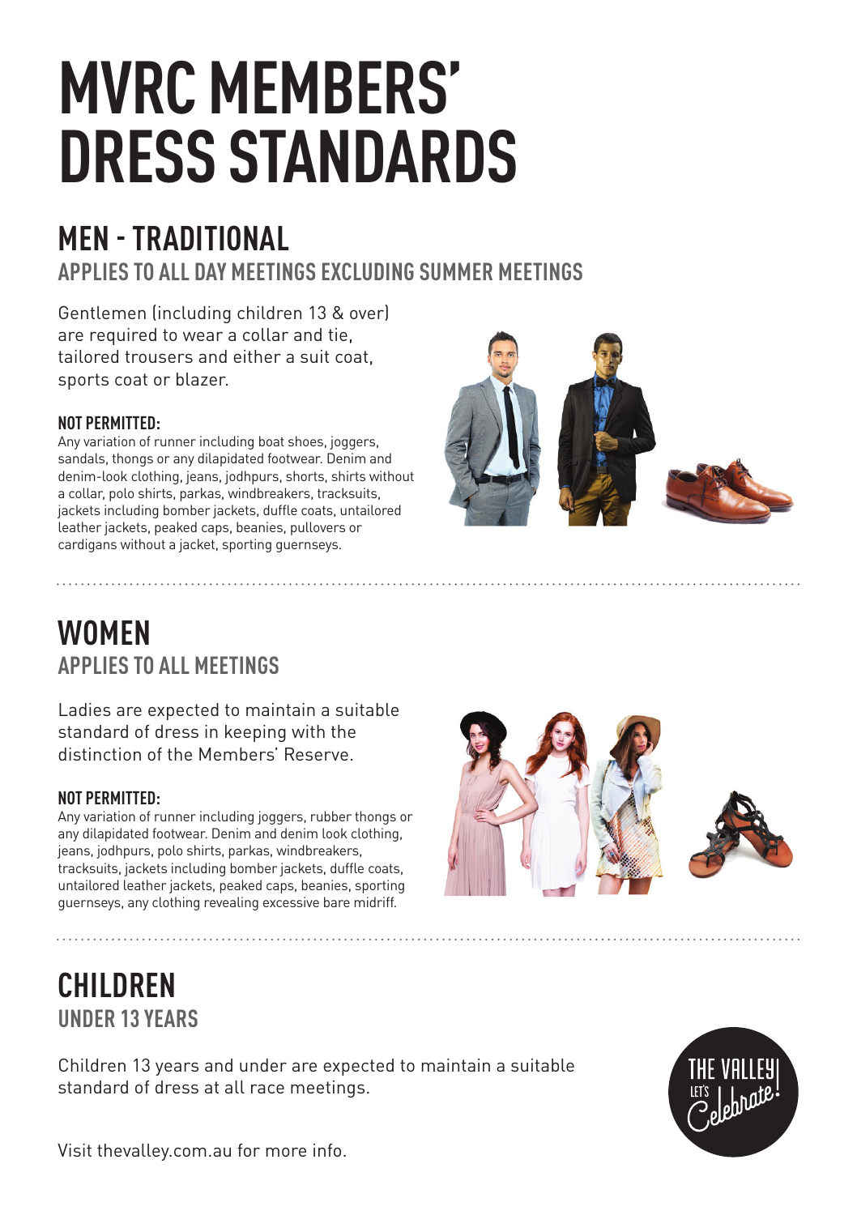# MVRC MEMBERS' DRESS STANDARDS

## MEN - TRADITIONAL

### APPLIES TO ALL DAY MEETINGS EXCLUDING SUMMER MEETINGS

Gentlemen (including children 13 & over) are required to wear a collar and tie, tailored trousers and either a suit coat, sports coat or blazer.

**NOT PERMITTED:**

Any variation of runner including boat shoes, joggers, sandals, thongs or any dilapidated footwear. Denim and denim-look clothing, jeans, jodhpurs, shorts, shirts without a collar, polo shirts, parkas, windbreakers, tracksuits, jackets including bomber jackets, duffle coats, untailored leather jackets, peaked caps, beanies, pullovers or cardigans without a jacket, sporting guernseys.

## WOMEN

### APPLIES TO ALL MEETINGS

Ladies are expected to maintain a suitable standard of dress in keeping with the distinction of the Members' Reserve.

**NOT PERMITTED:**

Any variation of runner including joggers, rubber thongs or any dilapidated footwear. Denim and denim look clothing, jeans, jodhpurs, polo shirts, parkas, windbreakers, tracksuits, jackets including bomber jackets, duffle coats, untailored leather jackets, peaked caps, beanies, sporting guernseys, any clothing revealing excessive bare midriff.

## CHILDREN

### UNDER 13 YEARS

Children 13 years and under are expected to maintain a suitable standard of dress at all race meetings.

THE VALLEY LET'S Celebrate!

Visit thevalley.com.au for more info.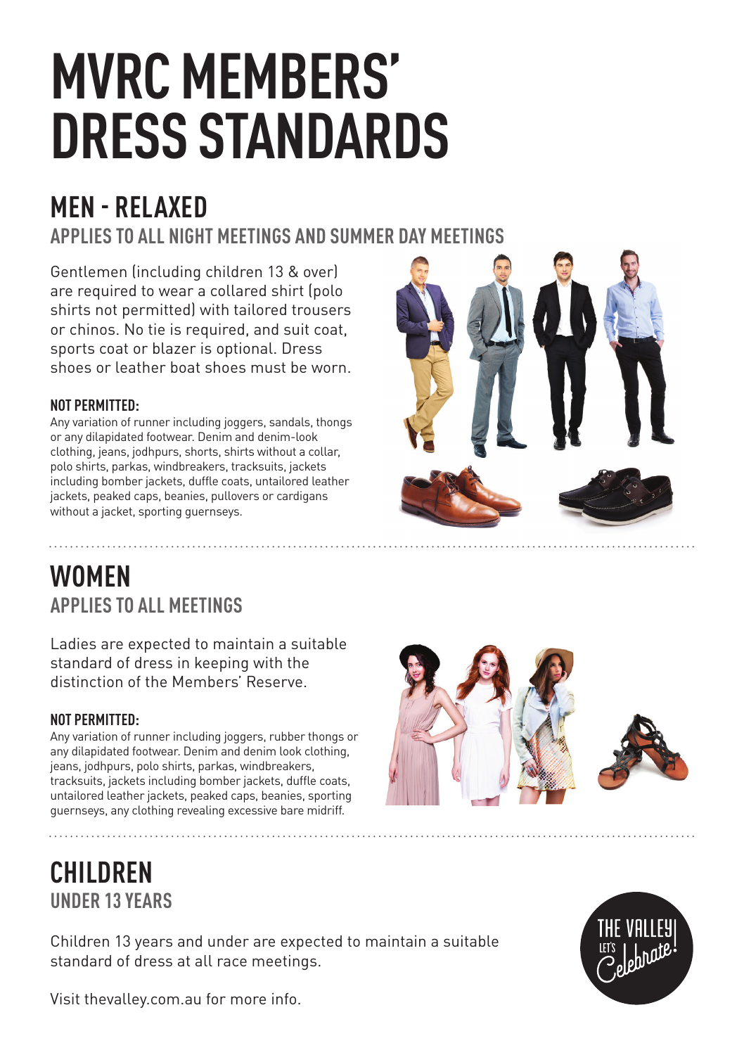# MVRC MEMBERS' DRESS STANDARDS

## MEN - RELAXED

### APPLIES TO ALL NIGHT MEETINGS AND SUMMER DAY MEETINGS

Gentlemen (including children 13 & over) are required to wear a collared shirt (polo shirts not permitted) with tailored trousers or chinos. No tie is required, and suit coat, sports coat or blazer is optional. Dress shoes or leather boat shoes must be worn.

**NOT PERMITTED:**

Any variation of runner including joggers, sandals, thongs or any dilapidated footwear. Denim and denim-look clothing, jeans, jodhpurs, shorts, shirts without a collar, polo shirts, parkas, windbreakers, tracksuits, jackets including bomber jackets, duffle coats, untailored leather jackets, peaked caps, beanies, pullovers or cardigans without a jacket, sporting guernseys.

## WOMEN

### APPLIES TO ALL MEETINGS

Ladies are expected to maintain a suitable standard of dress in keeping with the distinction of the Members' Reserve.

**NOT PERMITTED:**

Any variation of runner including joggers, rubber thongs or any dilapidated footwear. Denim and denim look clothing, jeans, jodhpurs, polo shirts, parkas, windbreakers, tracksuits, jackets including bomber jackets, duffle coats, untailored leather jackets, peaked caps, beanies, sporting guernseys, any clothing revealing excessive bare midriff.

## CHILDREN

### UNDER 13 YEARS

Children 13 years and under are expected to maintain a suitable standard of dress at all race meetings.

Visit thevalley.com.au for more info.

THE VALLEY LET'S Celebrate!